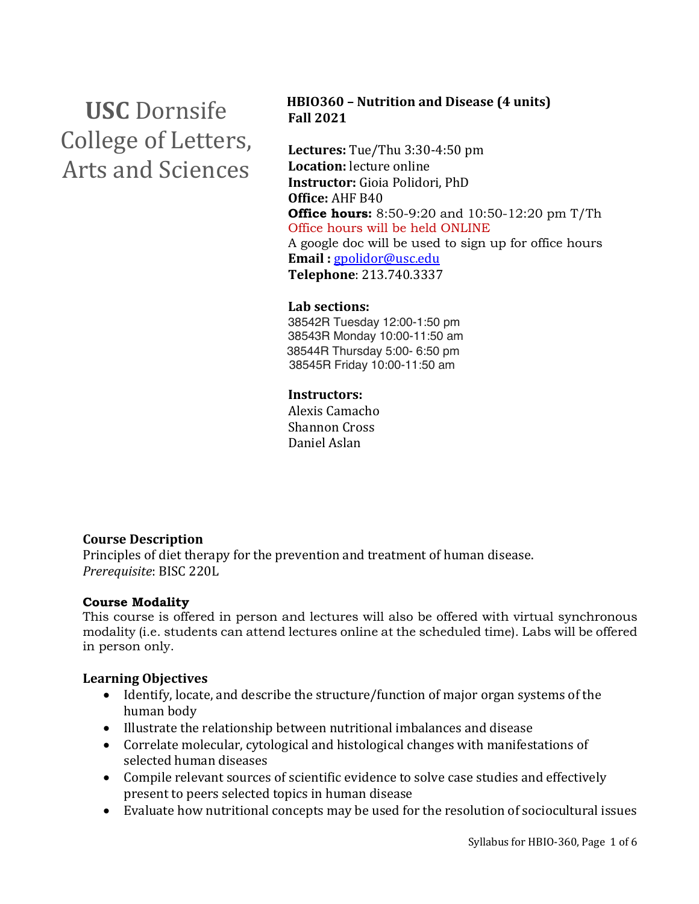**USC** Dornsife College of Letters, Arts and Sciences

**HBIO360 – Nutrition and Disease (4 units)**
**Fall 2021**

**Lectures:** Tue/Thu 3:30-4:50 pm
**Location:** lecture online
**Instructor:** Gioia Polidori, PhD
**Office:** AHF B40
**Office hours:** 8:50-9:20 and 10:50-12:20 pm T/Th
Office hours will be held ONLINE
A google doc will be used to sign up for office hours
**Email :** [gpolidor@usc.edu](mailto:gpolidor@usc.edu)
**Telephone**: 213.740.3337

**Lab sections:**
38542R Tuesday 12:00-1:50 pm
38543R Monday 10:00-11:50 am
38544R Thursday 5:00- 6:50 pm
38545R Friday 10:00-11:50 am

**Instructors:**
Alexis Camacho
Shannon Cross
Daniel Aslan

### Course Description

Principles of diet therapy for the prevention and treatment of human disease.
*Prerequisite*: BISC 220L

### Course Modality

This course is offered in person and lectures will also be offered with virtual synchronous modality (i.e. students can attend lectures online at the scheduled time). Labs will be offered in person only.

### Learning Objectives

- Identify, locate, and describe the structure/function of major organ systems of the human body
- Illustrate the relationship between nutritional imbalances and disease
- Correlate molecular, cytological and histological changes with manifestations of selected human diseases
- Compile relevant sources of scientific evidence to solve case studies and effectively present to peers selected topics in human disease
- Evaluate how nutritional concepts may be used for the resolution of sociocultural issues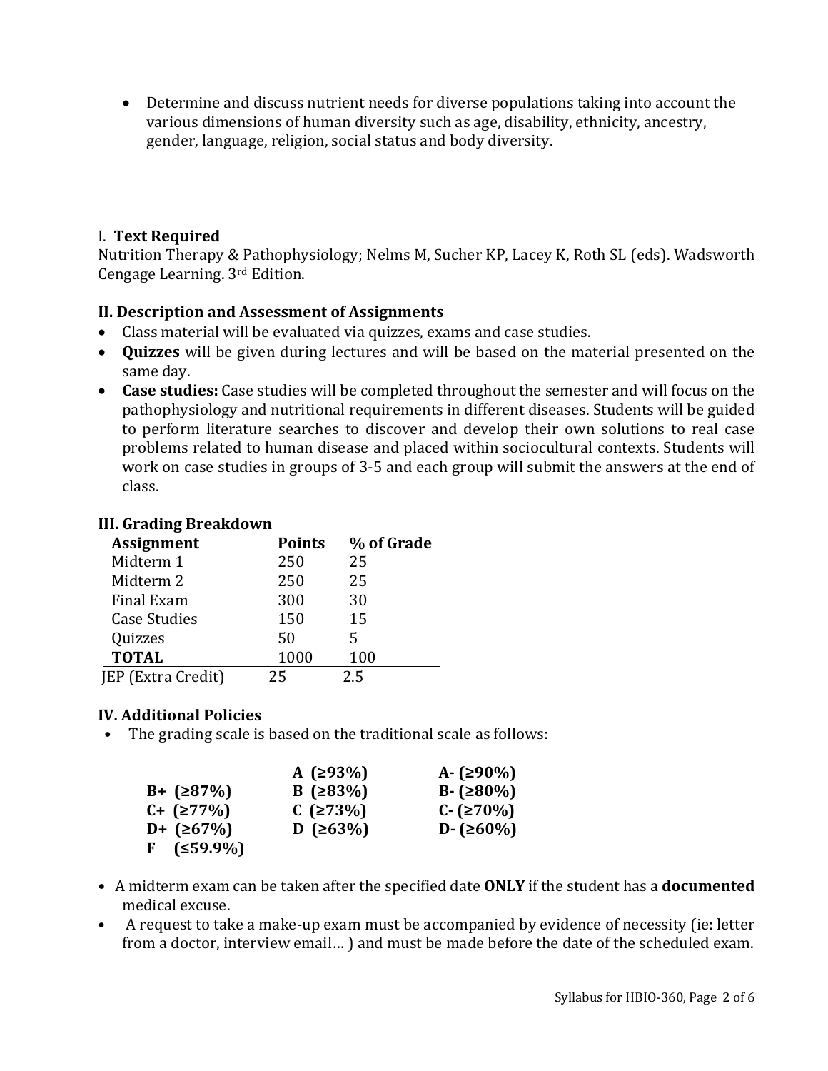- Determine and discuss nutrient needs for diverse populations taking into account the various dimensions of human diversity such as age, disability, ethnicity, ancestry, gender, language, religion, social status and body diversity.

## I. **Text Required**

Nutrition Therapy & Pathophysiology; Nelms M, Sucher KP, Lacey K, Roth SL (eds). Wadsworth Cengage Learning. 3rd Edition.

## II. Description and Assessment of Assignments

- Class material will be evaluated via quizzes, exams and case studies.
- **Quizzes** will be given during lectures and will be based on the material presented on the same day.
- **Case studies:** Case studies will be completed throughout the semester and will focus on the pathophysiology and nutritional requirements in different diseases. Students will be guided to perform literature searches to discover and develop their own solutions to real case problems related to human disease and placed within sociocultural contexts. Students will work on case studies in groups of 3-5 and each group will submit the answers at the end of class.

## III. Grading Breakdown

| Assignment | Points | % of Grade |
|---|---|---|
| Midterm 1 | 250 | 25 |
| Midterm 2 | 250 | 25 |
| Final Exam | 300 | 30 |
| Case Studies | 150 | 15 |
| Quizzes | 50 | 5 |
| **TOTAL** | 1000 | 100 |
| JEP (Extra Credit) | 25 | 2.5 |

## IV. Additional Policies

- The grading scale is based on the traditional scale as follows:

| | | |
|---|---|---|
| | **A (≥93%)** | **A- (≥90%)** |
| **B+ (≥87%)** | **B (≥83%)** | **B- (≥80%)** |
| **C+ (≥77%)** | **C (≥73%)** | **C- (≥70%)** |
| **D+ (≥67%)** | **D (≥63%)** | **D- (≥60%)** |
| **F (≤59.9%)** | | |

- A midterm exam can be taken after the specified date **ONLY** if the student has a **documented** medical excuse.
- A request to take a make-up exam must be accompanied by evidence of necessity (ie: letter from a doctor, interview email… ) and must be made before the date of the scheduled exam.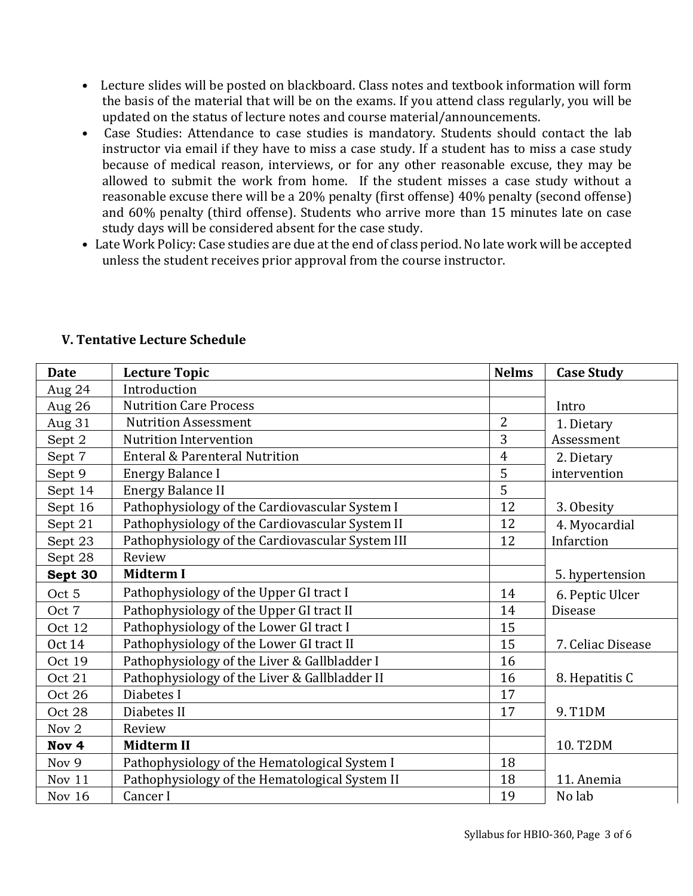- Lecture slides will be posted on blackboard. Class notes and textbook information will form the basis of the material that will be on the exams. If you attend class regularly, you will be updated on the status of lecture notes and course material/announcements.
- Case Studies: Attendance to case studies is mandatory. Students should contact the lab instructor via email if they have to miss a case study. If a student has to miss a case study because of medical reason, interviews, or for any other reasonable excuse, they may be allowed to submit the work from home. If the student misses a case study without a reasonable excuse there will be a 20% penalty (first offense) 40% penalty (second offense) and 60% penalty (third offense). Students who arrive more than 15 minutes late on case study days will be considered absent for the case study.
- Late Work Policy: Case studies are due at the end of class period. No late work will be accepted unless the student receives prior approval from the course instructor.

### V. Tentative Lecture Schedule

| Date | Lecture Topic | Nelms | Case Study |
|---|---|---|---|
| Aug 24 | Introduction | | Intro |
| Aug 26 | Nutrition Care Process | | |
| Aug 31 | Nutrition Assessment | 2 | 1. Dietary Assessment |
| Sept 2 | Nutrition Intervention | 3 | |
| Sept 7 | Enteral & Parenteral Nutrition | 4 | 2. Dietary intervention |
| Sept 9 | Energy Balance I | 5 | |
| Sept 14 | Energy Balance II | 5 | 3. Obesity |
| Sept 16 | Pathophysiology of the Cardiovascular System I | 12 | |
| Sept 21 | Pathophysiology of the Cardiovascular System II | 12 | 4. Myocardial Infarction |
| Sept 23 | Pathophysiology of the Cardiovascular System III | 12 | |
| Sept 28 | Review | | 5. hypertension |
| **Sept 30** | **Midterm I** | | |
| Oct 5 | Pathophysiology of the Upper GI tract I | 14 | 6. Peptic Ulcer Disease |
| Oct 7 | Pathophysiology of the Upper GI tract II | 14 | |
| Oct 12 | Pathophysiology of the Lower GI tract I | 15 | 7. Celiac Disease |
| Oct 14 | Pathophysiology of the Lower GI tract II | 15 | |
| Oct 19 | Pathophysiology of the Liver & Gallbladder I | 16 | 8. Hepatitis C |
| Oct 21 | Pathophysiology of the Liver & Gallbladder II | 16 | |
| Oct 26 | Diabetes I | 17 | 9. T1DM |
| Oct 28 | Diabetes II | 17 | |
| Nov 2 | Review | | 10. T2DM |
| **Nov 4** | **Midterm II** | | |
| Nov 9 | Pathophysiology of the Hematological System I | 18 | 11. Anemia |
| Nov 11 | Pathophysiology of the Hematological System II | 18 | |
| Nov 16 | Cancer I | 19 | No lab |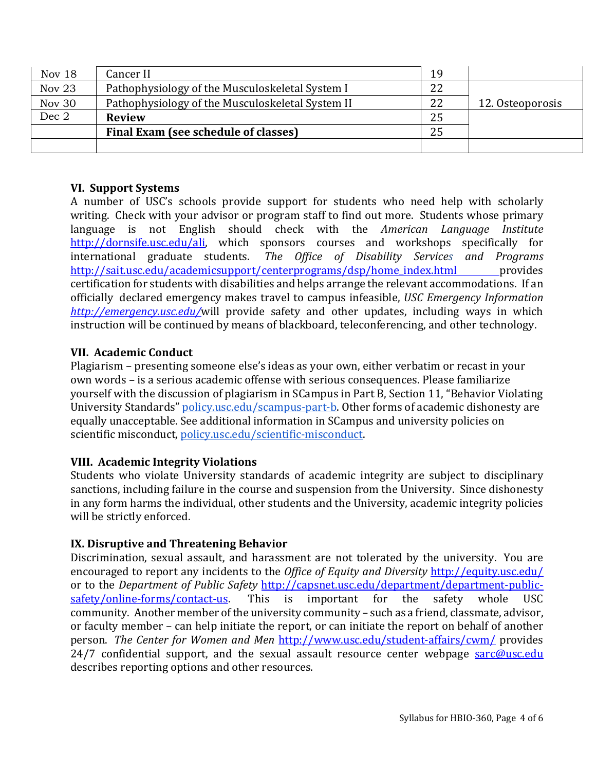| Nov 18 | Cancer II | 19 | |
|---|---|---|---|
| Nov 23 | Pathophysiology of the Musculoskeletal System I | 22 | |
| Nov 30 | Pathophysiology of the Musculoskeletal System II | 22 | 12. Osteoporosis |
| Dec 2 | **Review** | 25 | |
| | **Final Exam (see schedule of classes)** | 25 | |
| | | | |

### VI. Support Systems

A number of USC's schools provide support for students who need help with scholarly writing. Check with your advisor or program staff to find out more. Students whose primary language is not English should check with the *American Language Institute* http://dornsife.usc.edu/ali, which sponsors courses and workshops specifically for international graduate students. *The Office of Disability Services and Programs* http://sait.usc.edu/academicsupport/centerprograms/dsp/home_index.html provides certification for students with disabilities and helps arrange the relevant accommodations. If an officially declared emergency makes travel to campus infeasible, *USC Emergency Information* *http://emergency.usc.edu/*will provide safety and other updates, including ways in which instruction will be continued by means of blackboard, teleconferencing, and other technology.

### VII. Academic Conduct

Plagiarism – presenting someone else's ideas as your own, either verbatim or recast in your own words – is a serious academic offense with serious consequences. Please familiarize yourself with the discussion of plagiarism in SCampus in Part B, Section 11, "Behavior Violating University Standards" policy.usc.edu/scampus-part-b. Other forms of academic dishonesty are equally unacceptable. See additional information in SCampus and university policies on scientific misconduct, policy.usc.edu/scientific-misconduct.

### VIII. Academic Integrity Violations

Students who violate University standards of academic integrity are subject to disciplinary sanctions, including failure in the course and suspension from the University. Since dishonesty in any form harms the individual, other students and the University, academic integrity policies will be strictly enforced.

### IX. Disruptive and Threatening Behavior

Discrimination, sexual assault, and harassment are not tolerated by the university. You are encouraged to report any incidents to the *Office of Equity and Diversity* http://equity.usc.edu/ or to the *Department of Public Safety* http://capsnet.usc.edu/department/department-public-safety/online-forms/contact-us. This is important for the safety whole USC community. Another member of the university community – such as a friend, classmate, advisor, or faculty member – can help initiate the report, or can initiate the report on behalf of another person. *The Center for Women and Men* http://www.usc.edu/student-affairs/cwm/ provides 24/7 confidential support, and the sexual assault resource center webpage sarc@usc.edu describes reporting options and other resources.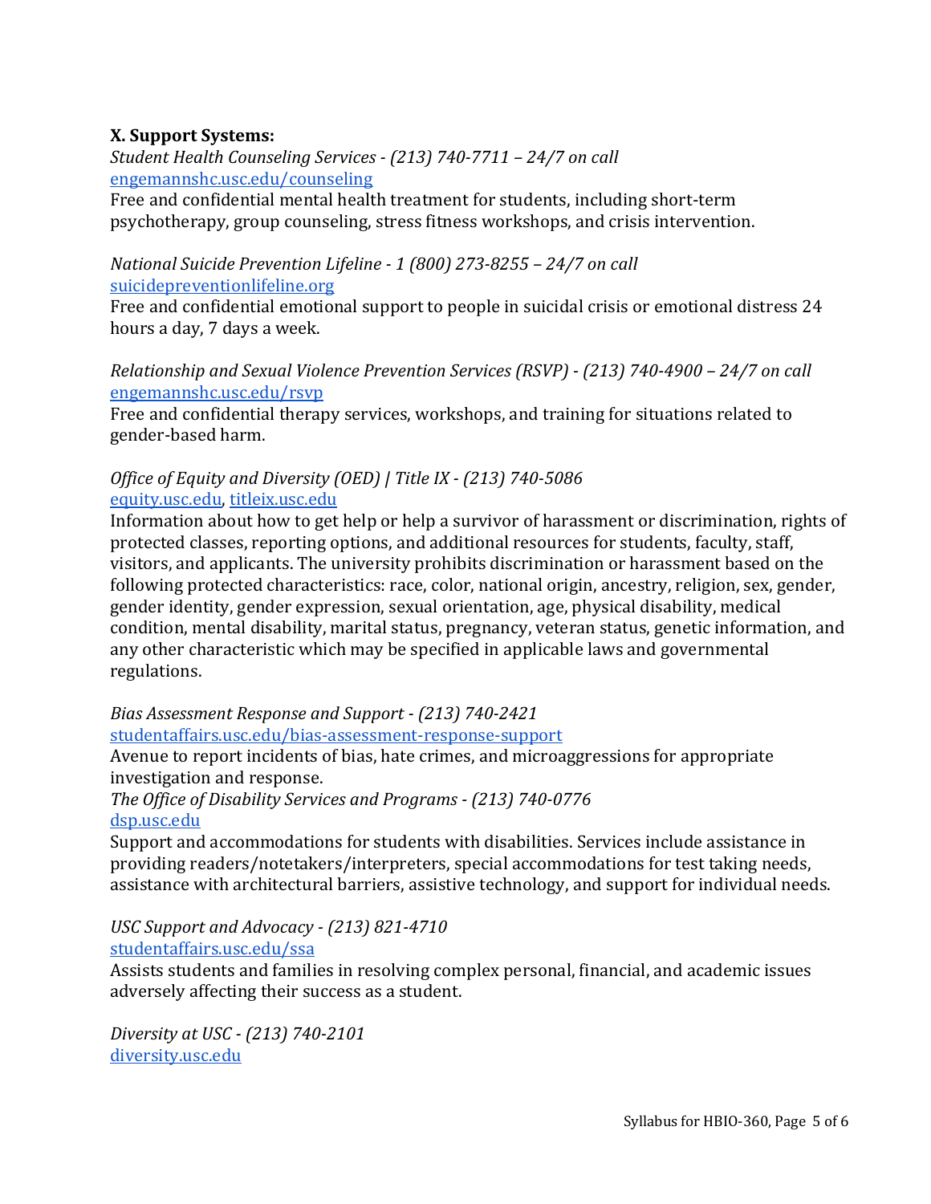**X. Support Systems:**

*Student Health Counseling Services - (213) 740-7711 – 24/7 on call*
[engemannshc.usc.edu/counseling](engemannshc.usc.edu/counseling)
Free and confidential mental health treatment for students, including short-term psychotherapy, group counseling, stress fitness workshops, and crisis intervention.

*National Suicide Prevention Lifeline - 1 (800) 273-8255 – 24/7 on call*
[suicidepreventionlifeline.org](suicidepreventionlifeline.org)
Free and confidential emotional support to people in suicidal crisis or emotional distress 24 hours a day, 7 days a week.

*Relationship and Sexual Violence Prevention Services (RSVP) - (213) 740-4900 – 24/7 on call*
[engemannshc.usc.edu/rsvp](engemannshc.usc.edu/rsvp)
Free and confidential therapy services, workshops, and training for situations related to gender-based harm.

*Office of Equity and Diversity (OED) | Title IX - (213) 740-5086*
[equity.usc.edu](equity.usc.edu), [titleix.usc.edu](titleix.usc.edu)
Information about how to get help or help a survivor of harassment or discrimination, rights of protected classes, reporting options, and additional resources for students, faculty, staff, visitors, and applicants. The university prohibits discrimination or harassment based on the following protected characteristics: race, color, national origin, ancestry, religion, sex, gender, gender identity, gender expression, sexual orientation, age, physical disability, medical condition, mental disability, marital status, pregnancy, veteran status, genetic information, and any other characteristic which may be specified in applicable laws and governmental regulations.

*Bias Assessment Response and Support - (213) 740-2421*
[studentaffairs.usc.edu/bias-assessment-response-support](studentaffairs.usc.edu/bias-assessment-response-support)
Avenue to report incidents of bias, hate crimes, and microaggressions for appropriate investigation and response.

*The Office of Disability Services and Programs - (213) 740-0776*
[dsp.usc.edu](dsp.usc.edu)
Support and accommodations for students with disabilities. Services include assistance in providing readers/notetakers/interpreters, special accommodations for test taking needs, assistance with architectural barriers, assistive technology, and support for individual needs.

*USC Support and Advocacy - (213) 821-4710*
[studentaffairs.usc.edu/ssa](studentaffairs.usc.edu/ssa)
Assists students and families in resolving complex personal, financial, and academic issues adversely affecting their success as a student.

*Diversity at USC - (213) 740-2101*
[diversity.usc.edu](diversity.usc.edu)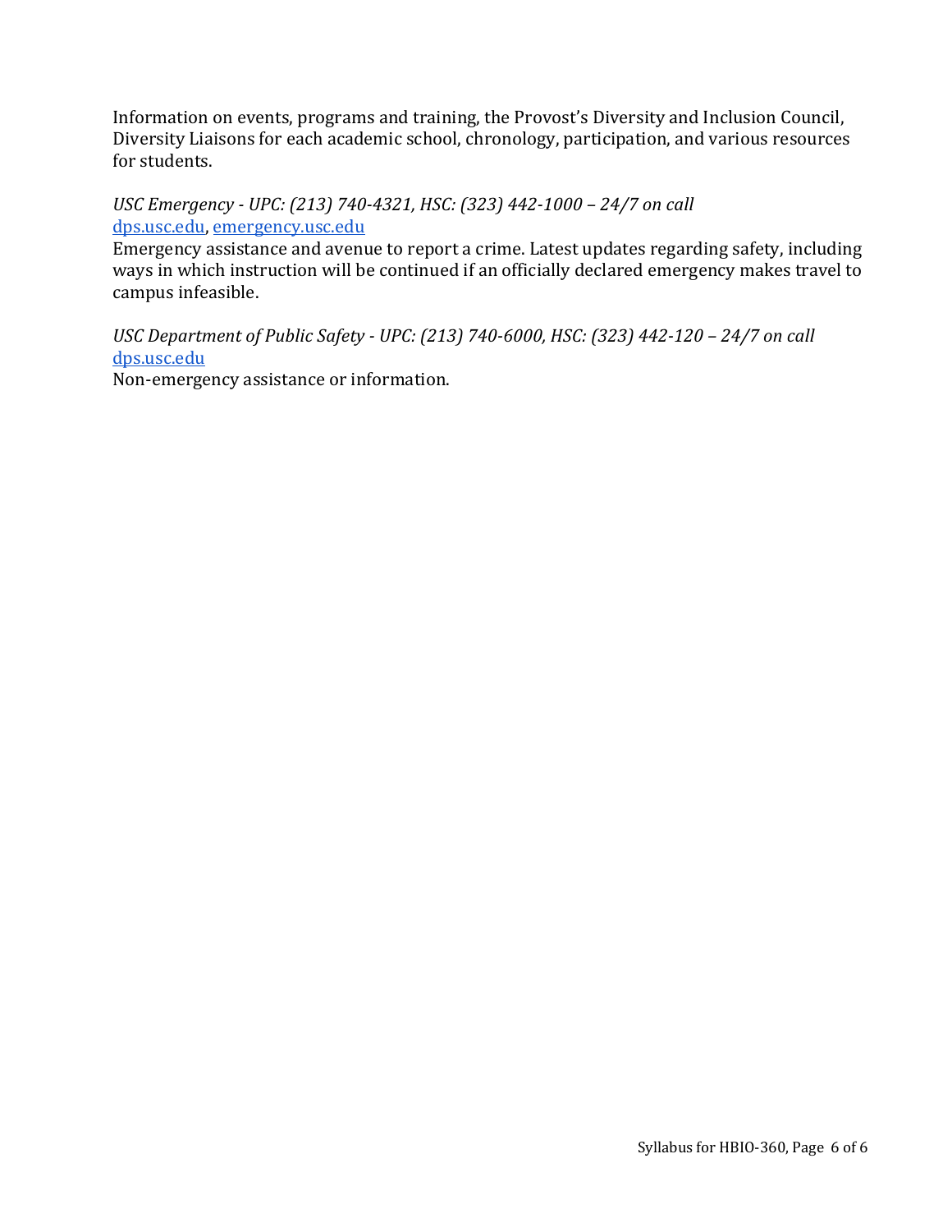Information on events, programs and training, the Provost's Diversity and Inclusion Council, Diversity Liaisons for each academic school, chronology, participation, and various resources for students.

*USC Emergency - UPC: (213) 740-4321, HSC: (323) 442-1000 – 24/7 on call*
[dps.usc.edu](http://dps.usc.edu), [emergency.usc.edu](http://emergency.usc.edu)
Emergency assistance and avenue to report a crime. Latest updates regarding safety, including ways in which instruction will be continued if an officially declared emergency makes travel to campus infeasible.

*USC Department of Public Safety - UPC: (213) 740-6000, HSC: (323) 442-120 – 24/7 on call*
[dps.usc.edu](http://dps.usc.edu)
Non-emergency assistance or information.